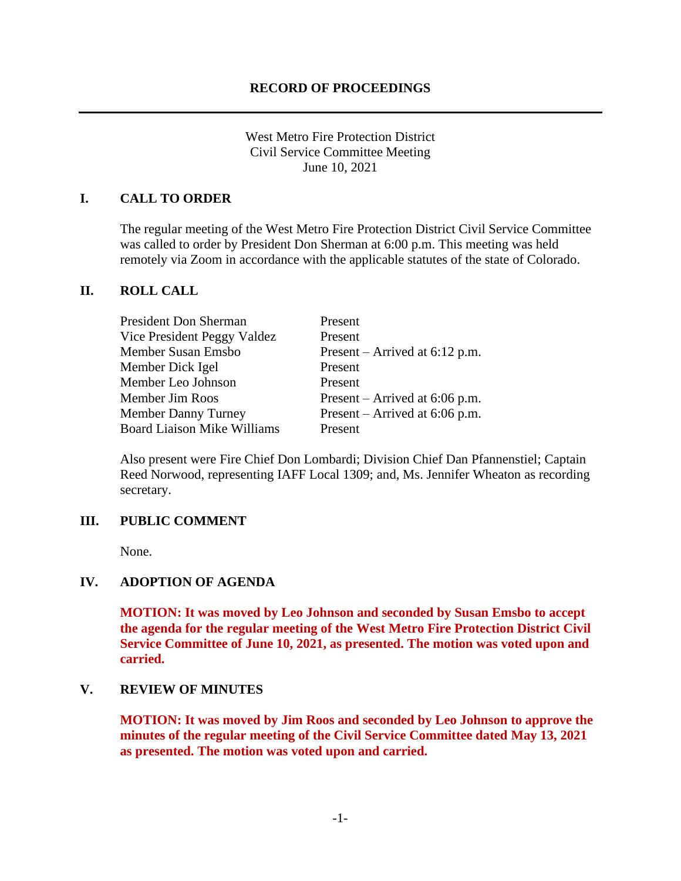# RECORD OF PROCEEDINGS

West Metro Fire Protection District
Civil Service Committee Meeting
June 10, 2021

## I. CALL TO ORDER

The regular meeting of the West Metro Fire Protection District Civil Service Committee was called to order by President Don Sherman at 6:00 p.m. This meeting was held remotely via Zoom in accordance with the applicable statutes of the state of Colorado.

## II. ROLL CALL

| | |
|---|---|
| President Don Sherman | Present |
| Vice President Peggy Valdez | Present |
| Member Susan Emsbo | Present – Arrived at 6:12 p.m. |
| Member Dick Igel | Present |
| Member Leo Johnson | Present |
| Member Jim Roos | Present – Arrived at 6:06 p.m. |
| Member Danny Turney | Present – Arrived at 6:06 p.m. |
| Board Liaison Mike Williams | Present |

Also present were Fire Chief Don Lombardi; Division Chief Dan Pfannenstiel; Captain Reed Norwood, representing IAFF Local 1309; and, Ms. Jennifer Wheaton as recording secretary.

## III. PUBLIC COMMENT

None.

## IV. ADOPTION OF AGENDA

**MOTION: It was moved by Leo Johnson and seconded by Susan Emsbo to accept the agenda for the regular meeting of the West Metro Fire Protection District Civil Service Committee of June 10, 2021, as presented. The motion was voted upon and carried.**

## V. REVIEW OF MINUTES

**MOTION: It was moved by Jim Roos and seconded by Leo Johnson to approve the minutes of the regular meeting of the Civil Service Committee dated May 13, 2021 as presented. The motion was voted upon and carried.**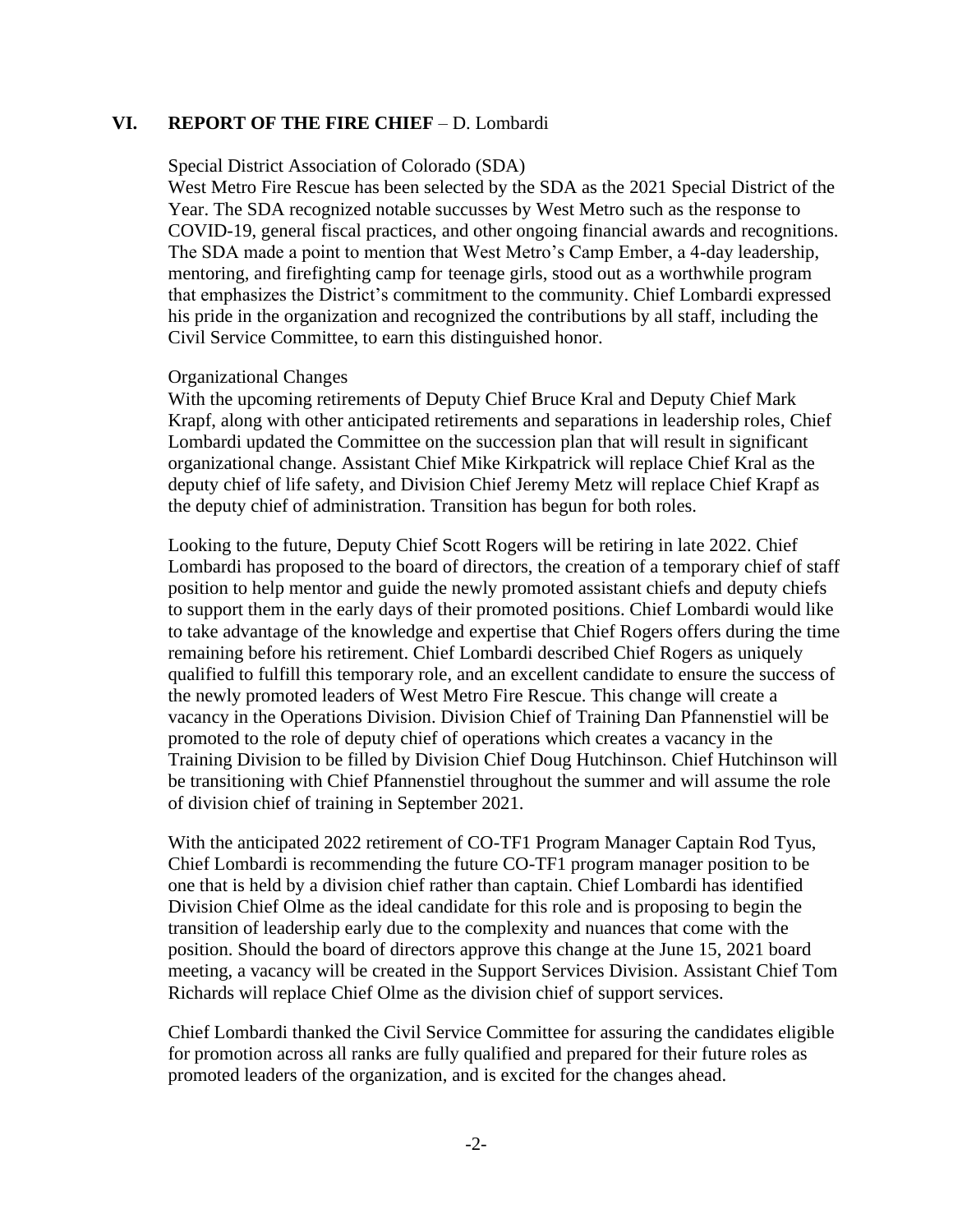## VI. REPORT OF THE FIRE CHIEF – D. Lombardi

Special District Association of Colorado (SDA)

West Metro Fire Rescue has been selected by the SDA as the 2021 Special District of the Year. The SDA recognized notable succusses by West Metro such as the response to COVID-19, general fiscal practices, and other ongoing financial awards and recognitions. The SDA made a point to mention that West Metro's Camp Ember, a 4-day leadership, mentoring, and firefighting camp for teenage girls, stood out as a worthwhile program that emphasizes the District's commitment to the community. Chief Lombardi expressed his pride in the organization and recognized the contributions by all staff, including the Civil Service Committee, to earn this distinguished honor.

Organizational Changes

With the upcoming retirements of Deputy Chief Bruce Kral and Deputy Chief Mark Krapf, along with other anticipated retirements and separations in leadership roles, Chief Lombardi updated the Committee on the succession plan that will result in significant organizational change. Assistant Chief Mike Kirkpatrick will replace Chief Kral as the deputy chief of life safety, and Division Chief Jeremy Metz will replace Chief Krapf as the deputy chief of administration. Transition has begun for both roles.

Looking to the future, Deputy Chief Scott Rogers will be retiring in late 2022. Chief Lombardi has proposed to the board of directors, the creation of a temporary chief of staff position to help mentor and guide the newly promoted assistant chiefs and deputy chiefs to support them in the early days of their promoted positions. Chief Lombardi would like to take advantage of the knowledge and expertise that Chief Rogers offers during the time remaining before his retirement. Chief Lombardi described Chief Rogers as uniquely qualified to fulfill this temporary role, and an excellent candidate to ensure the success of the newly promoted leaders of West Metro Fire Rescue. This change will create a vacancy in the Operations Division. Division Chief of Training Dan Pfannenstiel will be promoted to the role of deputy chief of operations which creates a vacancy in the Training Division to be filled by Division Chief Doug Hutchinson. Chief Hutchinson will be transitioning with Chief Pfannenstiel throughout the summer and will assume the role of division chief of training in September 2021.

With the anticipated 2022 retirement of CO-TF1 Program Manager Captain Rod Tyus, Chief Lombardi is recommending the future CO-TF1 program manager position to be one that is held by a division chief rather than captain. Chief Lombardi has identified Division Chief Olme as the ideal candidate for this role and is proposing to begin the transition of leadership early due to the complexity and nuances that come with the position. Should the board of directors approve this change at the June 15, 2021 board meeting, a vacancy will be created in the Support Services Division. Assistant Chief Tom Richards will replace Chief Olme as the division chief of support services.

Chief Lombardi thanked the Civil Service Committee for assuring the candidates eligible for promotion across all ranks are fully qualified and prepared for their future roles as promoted leaders of the organization, and is excited for the changes ahead.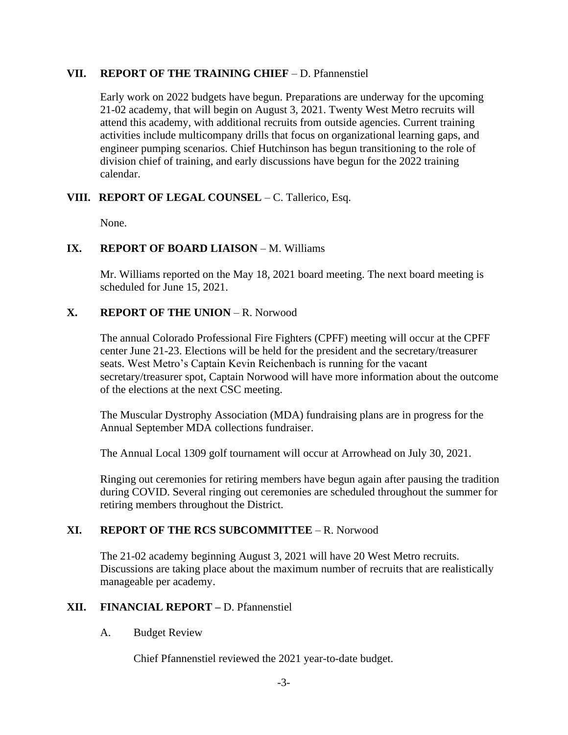## VII. REPORT OF THE TRAINING CHIEF – D. Pfannenstiel

Early work on 2022 budgets have begun. Preparations are underway for the upcoming 21-02 academy, that will begin on August 3, 2021. Twenty West Metro recruits will attend this academy, with additional recruits from outside agencies. Current training activities include multicompany drills that focus on organizational learning gaps, and engineer pumping scenarios. Chief Hutchinson has begun transitioning to the role of division chief of training, and early discussions have begun for the 2022 training calendar.

## VIII. REPORT OF LEGAL COUNSEL – C. Tallerico, Esq.

None.

## IX. REPORT OF BOARD LIAISON – M. Williams

Mr. Williams reported on the May 18, 2021 board meeting. The next board meeting is scheduled for June 15, 2021.

## X. REPORT OF THE UNION – R. Norwood

The annual Colorado Professional Fire Fighters (CPFF) meeting will occur at the CPFF center June 21-23. Elections will be held for the president and the secretary/treasurer seats. West Metro's Captain Kevin Reichenbach is running for the vacant secretary/treasurer spot, Captain Norwood will have more information about the outcome of the elections at the next CSC meeting.

The Muscular Dystrophy Association (MDA) fundraising plans are in progress for the Annual September MDA collections fundraiser.

The Annual Local 1309 golf tournament will occur at Arrowhead on July 30, 2021.

Ringing out ceremonies for retiring members have begun again after pausing the tradition during COVID. Several ringing out ceremonies are scheduled throughout the summer for retiring members throughout the District.

## XI. REPORT OF THE RCS SUBCOMMITTEE – R. Norwood

The 21-02 academy beginning August 3, 2021 will have 20 West Metro recruits. Discussions are taking place about the maximum number of recruits that are realistically manageable per academy.

## XII. FINANCIAL REPORT – D. Pfannenstiel

A. Budget Review

Chief Pfannenstiel reviewed the 2021 year-to-date budget.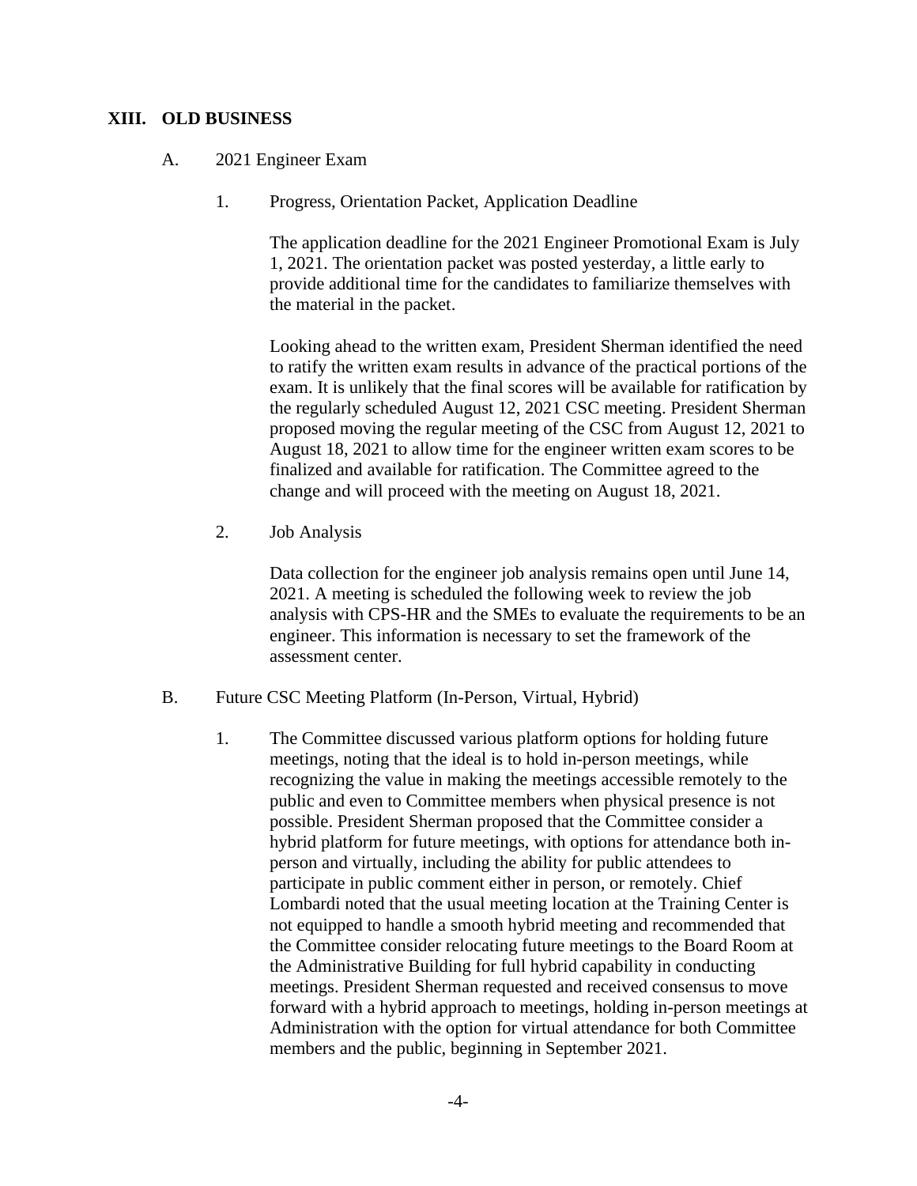## XIII. OLD BUSINESS

A. 2021 Engineer Exam

1. Progress, Orientation Packet, Application Deadline

The application deadline for the 2021 Engineer Promotional Exam is July 1, 2021. The orientation packet was posted yesterday, a little early to provide additional time for the candidates to familiarize themselves with the material in the packet.

Looking ahead to the written exam, President Sherman identified the need to ratify the written exam results in advance of the practical portions of the exam. It is unlikely that the final scores will be available for ratification by the regularly scheduled August 12, 2021 CSC meeting. President Sherman proposed moving the regular meeting of the CSC from August 12, 2021 to August 18, 2021 to allow time for the engineer written exam scores to be finalized and available for ratification. The Committee agreed to the change and will proceed with the meeting on August 18, 2021.

2. Job Analysis

Data collection for the engineer job analysis remains open until June 14, 2021. A meeting is scheduled the following week to review the job analysis with CPS-HR and the SMEs to evaluate the requirements to be an engineer. This information is necessary to set the framework of the assessment center.

B. Future CSC Meeting Platform (In-Person, Virtual, Hybrid)

1. The Committee discussed various platform options for holding future meetings, noting that the ideal is to hold in-person meetings, while recognizing the value in making the meetings accessible remotely to the public and even to Committee members when physical presence is not possible. President Sherman proposed that the Committee consider a hybrid platform for future meetings, with options for attendance both in-person and virtually, including the ability for public attendees to participate in public comment either in person, or remotely. Chief Lombardi noted that the usual meeting location at the Training Center is not equipped to handle a smooth hybrid meeting and recommended that the Committee consider relocating future meetings to the Board Room at the Administrative Building for full hybrid capability in conducting meetings. President Sherman requested and received consensus to move forward with a hybrid approach to meetings, holding in-person meetings at Administration with the option for virtual attendance for both Committee members and the public, beginning in September 2021.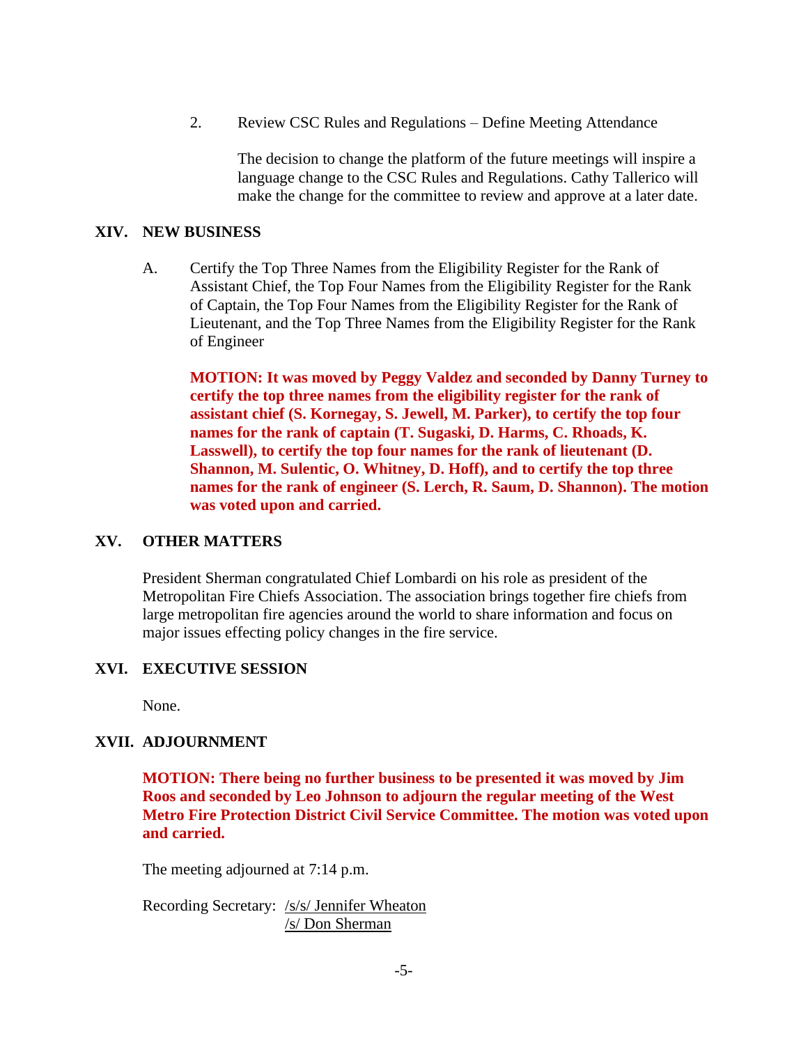2. Review CSC Rules and Regulations – Define Meeting Attendance

   The decision to change the platform of the future meetings will inspire a language change to the CSC Rules and Regulations. Cathy Tallerico will make the change for the committee to review and approve at a later date.

## XIV. NEW BUSINESS

A. Certify the Top Three Names from the Eligibility Register for the Rank of Assistant Chief, the Top Four Names from the Eligibility Register for the Rank of Captain, the Top Four Names from the Eligibility Register for the Rank of Lieutenant, and the Top Three Names from the Eligibility Register for the Rank of Engineer

   **MOTION: It was moved by Peggy Valdez and seconded by Danny Turney to certify the top three names from the eligibility register for the rank of assistant chief (S. Kornegay, S. Jewell, M. Parker), to certify the top four names for the rank of captain (T. Sugaski, D. Harms, C. Rhoads, K. Lasswell), to certify the top four names for the rank of lieutenant (D. Shannon, M. Sulentic, O. Whitney, D. Hoff), and to certify the top three names for the rank of engineer (S. Lerch, R. Saum, D. Shannon). The motion was voted upon and carried.**

## XV. OTHER MATTERS

President Sherman congratulated Chief Lombardi on his role as president of the Metropolitan Fire Chiefs Association. The association brings together fire chiefs from large metropolitan fire agencies around the world to share information and focus on major issues effecting policy changes in the fire service.

## XVI. EXECUTIVE SESSION

None.

## XVII. ADJOURNMENT

**MOTION: There being no further business to be presented it was moved by Jim Roos and seconded by Leo Johnson to adjourn the regular meeting of the West Metro Fire Protection District Civil Service Committee. The motion was voted upon and carried.**

The meeting adjourned at 7:14 p.m.

Recording Secretary: /s/s/ Jennifer Wheaton
/s/ Don Sherman